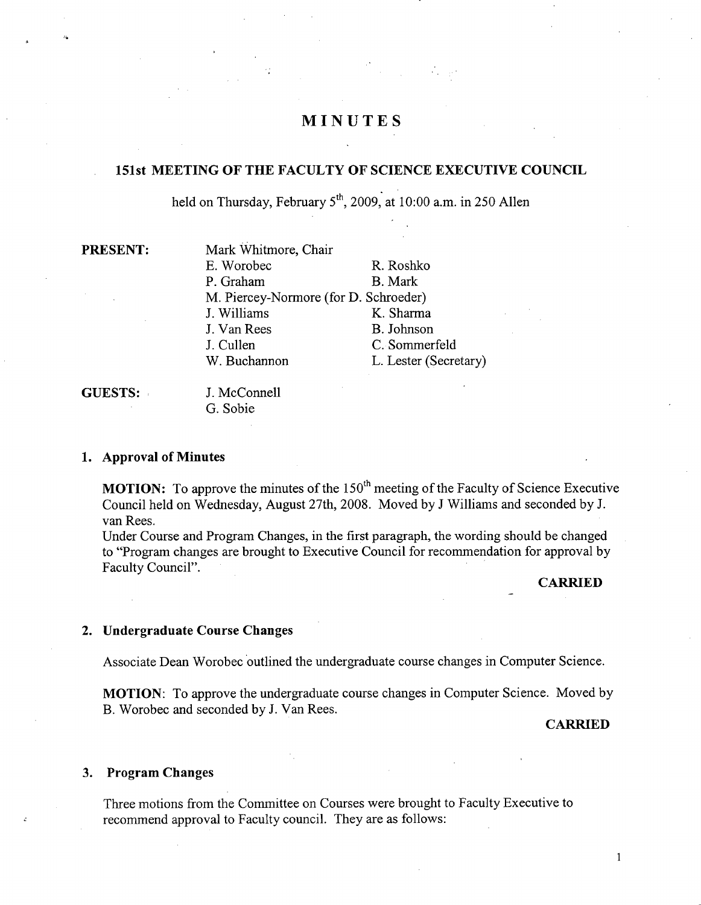# MINUTES

## 151st MEETING OF THE FACULTY OF SCIENCE EXECUTIVE COUNCIL

held on Thursday, February 5th, 2009, at 10:00 a.m. in 250 Allen

**PRESENT:**

Mark Whitmore, Chair

| | |
|---|---|
| E. Worobec | R. Roshko |
| P. Graham | B. Mark |
| M. Piercey-Normore (for D. Schroeder) | |
| J. Williams | K. Sharma |
| J. Van Rees | B. Johnson |
| J. Cullen | C. Sommerfeld |
| W. Buchannon | L. Lester (Secretary) |

**GUESTS:**

J. McConnell
G. Sobie

### 1. Approval of Minutes

**MOTION:** To approve the minutes of the 150th meeting of the Faculty of Science Executive Council held on Wednesday, August 27th, 2008. Moved by J Williams and seconded by J. van Rees.
Under Course and Program Changes, in the first paragraph, the wording should be changed to "Program changes are brought to Executive Council for recommendation for approval by Faculty Council".

**CARRIED**

### 2. Undergraduate Course Changes

Associate Dean Worobec outlined the undergraduate course changes in Computer Science.

**MOTION**: To approve the undergraduate course changes in Computer Science. Moved by B. Worobec and seconded by J. Van Rees.

**CARRIED**

### 3. Program Changes

Three motions from the Committee on Courses were brought to Faculty Executive to recommend approval to Faculty council. They are as follows: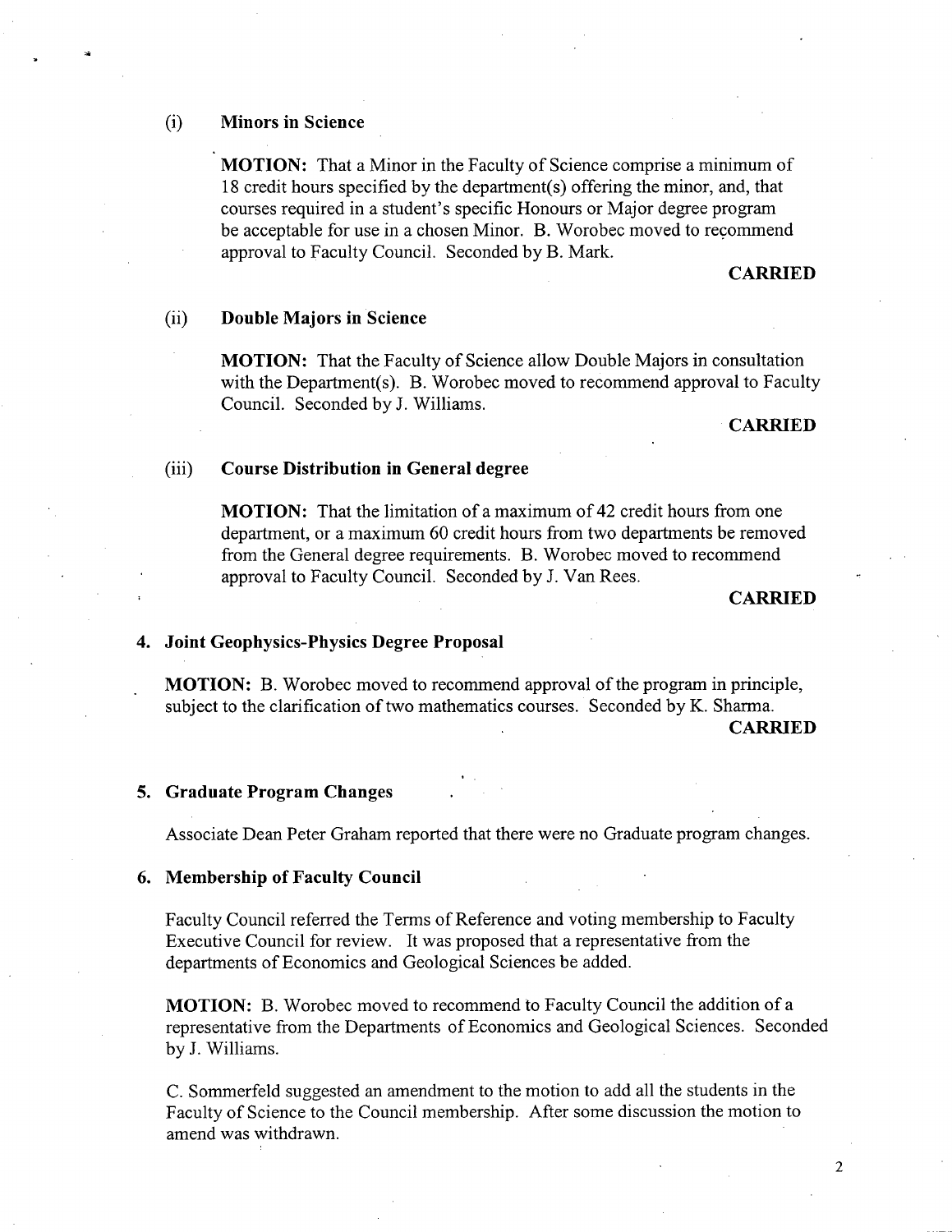(i) **Minors in Science**

**MOTION:** That a Minor in the Faculty of Science comprise a minimum of 18 credit hours specified by the department(s) offering the minor, and, that courses required in a student's specific Honours or Major degree program be acceptable for use in a chosen Minor. B. Worobec moved to recommend approval to Faculty Council. Seconded by B. Mark.

**CARRIED**

(ii) **Double Majors in Science**

**MOTION:** That the Faculty of Science allow Double Majors in consultation with the Department(s). B. Worobec moved to recommend approval to Faculty Council. Seconded by J. Williams.

**CARRIED**

(iii) **Course Distribution in General degree**

**MOTION:** That the limitation of a maximum of 42 credit hours from one department, or a maximum 60 credit hours from two departments be removed from the General degree requirements. B. Worobec moved to recommend approval to Faculty Council. Seconded by J. Van Rees.

**CARRIED**

**4. Joint Geophysics-Physics Degree Proposal**

**MOTION:** B. Worobec moved to recommend approval of the program in principle, subject to the clarification of two mathematics courses. Seconded by K. Sharma.

**CARRIED**

**5. Graduate Program Changes**

Associate Dean Peter Graham reported that there were no Graduate program changes.

**6. Membership of Faculty Council**

Faculty Council referred the Terms of Reference and voting membership to Faculty Executive Council for review. It was proposed that a representative from the departments of Economics and Geological Sciences be added.

**MOTION:** B. Worobec moved to recommend to Faculty Council the addition of a representative from the Departments of Economics and Geological Sciences. Seconded by J. Williams.

C. Sommerfeld suggested an amendment to the motion to add all the students in the Faculty of Science to the Council membership. After some discussion the motion to amend was withdrawn.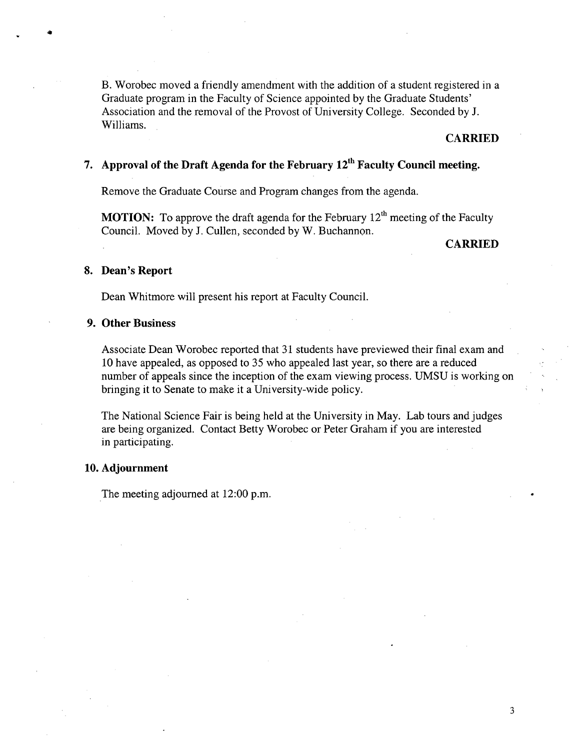B. Worobec moved a friendly amendment with the addition of a student registered in a Graduate program in the Faculty of Science appointed by the Graduate Students' Association and the removal of the Provost of University College. Seconded by J. Williams.

**CARRIED**

## 7. Approval of the Draft Agenda for the February 12th Faculty Council meeting.

Remove the Graduate Course and Program changes from the agenda.

**MOTION:** To approve the draft agenda for the February 12th meeting of the Faculty Council. Moved by J. Cullen, seconded by W. Buchannon.

**CARRIED**

## 8. Dean's Report

Dean Whitmore will present his report at Faculty Council.

## 9. Other Business

Associate Dean Worobec reported that 31 students have previewed their final exam and 10 have appealed, as opposed to 35 who appealed last year, so there are a reduced number of appeals since the inception of the exam viewing process. UMSU is working on bringing it to Senate to make it a University-wide policy.

The National Science Fair is being held at the University in May. Lab tours and judges are being organized. Contact Betty Worobec or Peter Graham if you are interested in participating.

## 10. Adjournment

The meeting adjourned at 12:00 p.m.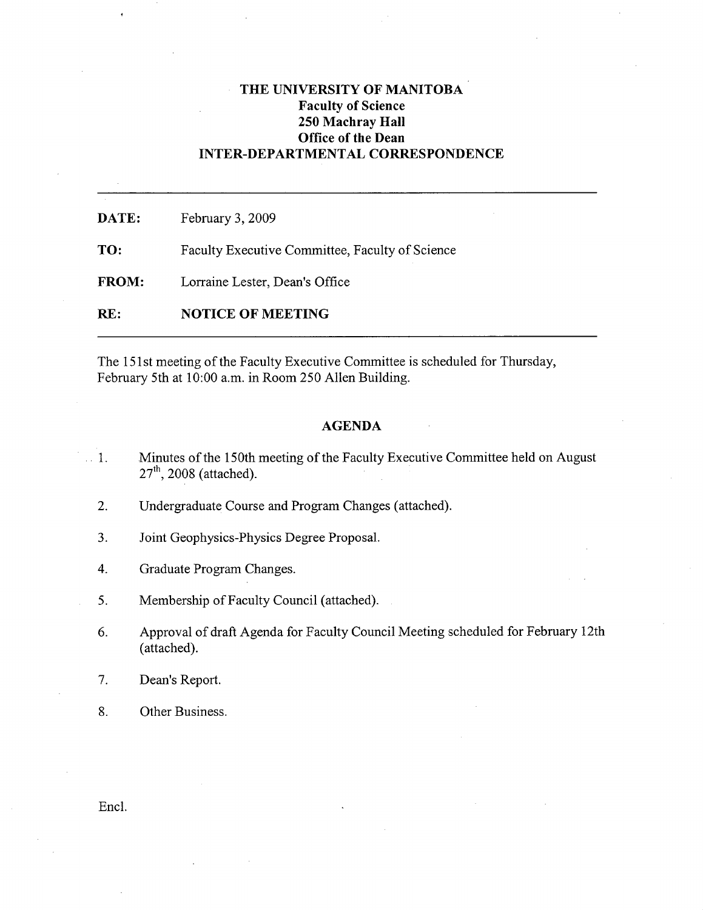**THE UNIVERSITY OF MANITOBA**
**Faculty of Science**
**250 Machray Hall**
**Office of the Dean**
**INTER-DEPARTMENTAL CORRESPONDENCE**

---

**DATE:** February 3, 2009

**TO:** Faculty Executive Committee, Faculty of Science

**FROM:** Lorraine Lester, Dean's Office

**RE:** **NOTICE OF MEETING**

---

The 151st meeting of the Faculty Executive Committee is scheduled for Thursday, February 5th at 10:00 a.m. in Room 250 Allen Building.

## AGENDA

1. Minutes of the 150th meeting of the Faculty Executive Committee held on August 27th, 2008 (attached).
2. Undergraduate Course and Program Changes (attached).
3. Joint Geophysics-Physics Degree Proposal.
4. Graduate Program Changes.
5. Membership of Faculty Council (attached).
6. Approval of draft Agenda for Faculty Council Meeting scheduled for February 12th (attached).
7. Dean's Report.
8. Other Business.

Encl.